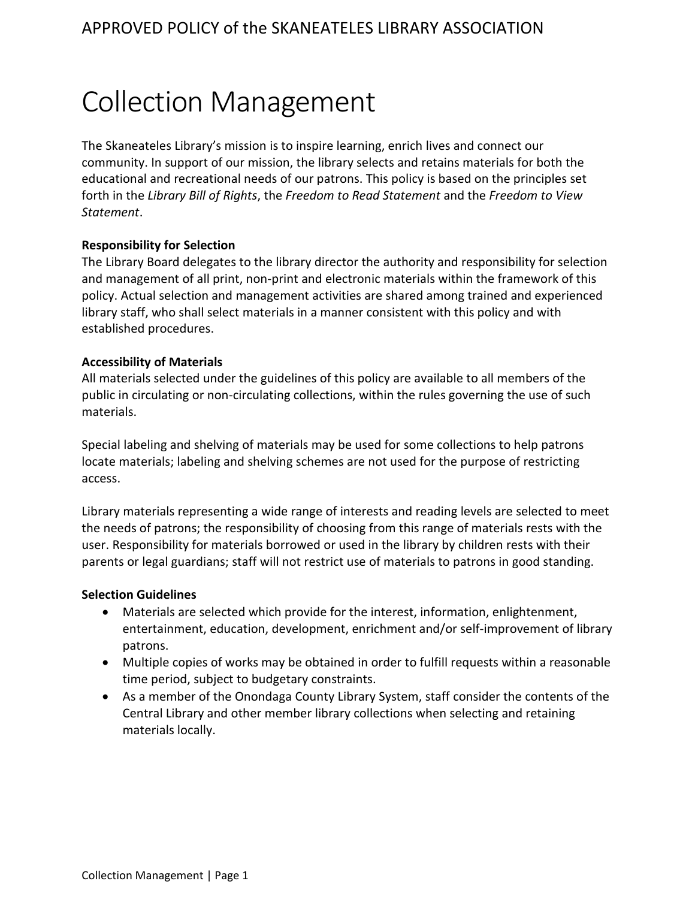# Collection Management

The Skaneateles Library's mission is to inspire learning, enrich lives and connect our community. In support of our mission, the library selects and retains materials for both the educational and recreational needs of our patrons. This policy is based on the principles set forth in the *Library Bill of Rights*, the *Freedom to Read Statement* and the *Freedom to View Statement*.

**Responsibility for Selection**

The Library Board delegates to the library director the authority and responsibility for selection and management of all print, non-print and electronic materials within the framework of this policy. Actual selection and management activities are shared among trained and experienced library staff, who shall select materials in a manner consistent with this policy and with established procedures.

**Accessibility of Materials**

All materials selected under the guidelines of this policy are available to all members of the public in circulating or non-circulating collections, within the rules governing the use of such materials.

Special labeling and shelving of materials may be used for some collections to help patrons locate materials; labeling and shelving schemes are not used for the purpose of restricting access.

Library materials representing a wide range of interests and reading levels are selected to meet the needs of patrons; the responsibility of choosing from this range of materials rests with the user. Responsibility for materials borrowed or used in the library by children rests with their parents or legal guardians; staff will not restrict use of materials to patrons in good standing.

**Selection Guidelines**

- Materials are selected which provide for the interest, information, enlightenment, entertainment, education, development, enrichment and/or self-improvement of library patrons.
- Multiple copies of works may be obtained in order to fulfill requests within a reasonable time period, subject to budgetary constraints.
- As a member of the Onondaga County Library System, staff consider the contents of the Central Library and other member library collections when selecting and retaining materials locally.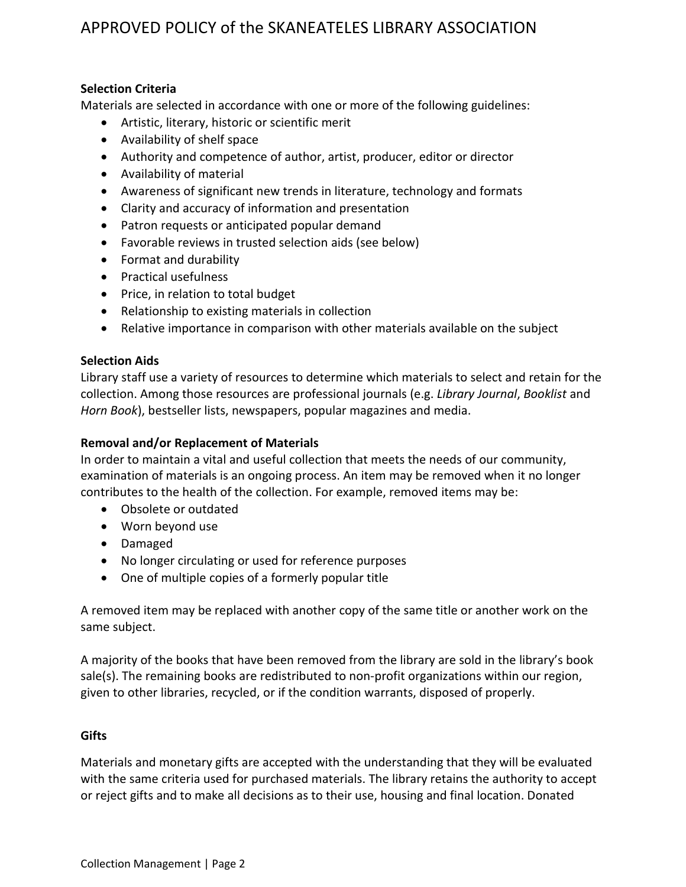**Selection Criteria**

Materials are selected in accordance with one or more of the following guidelines:

- Artistic, literary, historic or scientific merit
- Availability of shelf space
- Authority and competence of author, artist, producer, editor or director
- Availability of material
- Awareness of significant new trends in literature, technology and formats
- Clarity and accuracy of information and presentation
- Patron requests or anticipated popular demand
- Favorable reviews in trusted selection aids (see below)
- Format and durability
- Practical usefulness
- Price, in relation to total budget
- Relationship to existing materials in collection
- Relative importance in comparison with other materials available on the subject

**Selection Aids**

Library staff use a variety of resources to determine which materials to select and retain for the collection. Among those resources are professional journals (e.g. *Library Journal*, *Booklist* and *Horn Book*), bestseller lists, newspapers, popular magazines and media.

**Removal and/or Replacement of Materials**

In order to maintain a vital and useful collection that meets the needs of our community, examination of materials is an ongoing process. An item may be removed when it no longer contributes to the health of the collection. For example, removed items may be:

- Obsolete or outdated
- Worn beyond use
- Damaged
- No longer circulating or used for reference purposes
- One of multiple copies of a formerly popular title

A removed item may be replaced with another copy of the same title or another work on the same subject.

A majority of the books that have been removed from the library are sold in the library's book sale(s). The remaining books are redistributed to non-profit organizations within our region, given to other libraries, recycled, or if the condition warrants, disposed of properly.

**Gifts**

Materials and monetary gifts are accepted with the understanding that they will be evaluated with the same criteria used for purchased materials. The library retains the authority to accept or reject gifts and to make all decisions as to their use, housing and final location. Donated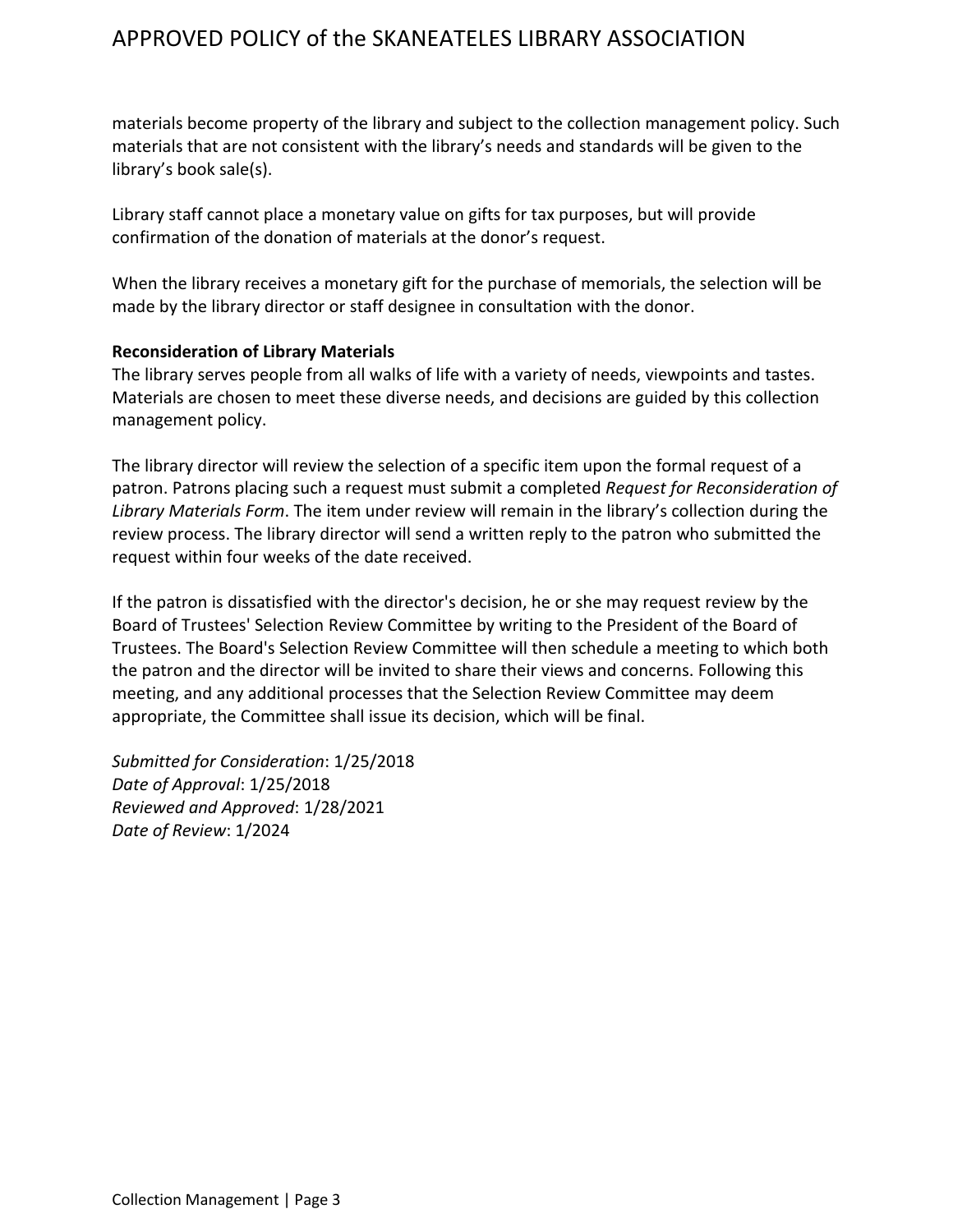materials become property of the library and subject to the collection management policy. Such materials that are not consistent with the library's needs and standards will be given to the library's book sale(s).

Library staff cannot place a monetary value on gifts for tax purposes, but will provide confirmation of the donation of materials at the donor's request.

When the library receives a monetary gift for the purchase of memorials, the selection will be made by the library director or staff designee in consultation with the donor.

**Reconsideration of Library Materials**

The library serves people from all walks of life with a variety of needs, viewpoints and tastes. Materials are chosen to meet these diverse needs, and decisions are guided by this collection management policy.

The library director will review the selection of a specific item upon the formal request of a patron. Patrons placing such a request must submit a completed *Request for Reconsideration of Library Materials Form*. The item under review will remain in the library's collection during the review process. The library director will send a written reply to the patron who submitted the request within four weeks of the date received.

If the patron is dissatisfied with the director's decision, he or she may request review by the Board of Trustees' Selection Review Committee by writing to the President of the Board of Trustees. The Board's Selection Review Committee will then schedule a meeting to which both the patron and the director will be invited to share their views and concerns. Following this meeting, and any additional processes that the Selection Review Committee may deem appropriate, the Committee shall issue its decision, which will be final.

*Submitted for Consideration*: 1/25/2018
*Date of Approval*: 1/25/2018
*Reviewed and Approved*: 1/28/2021
*Date of Review*: 1/2024